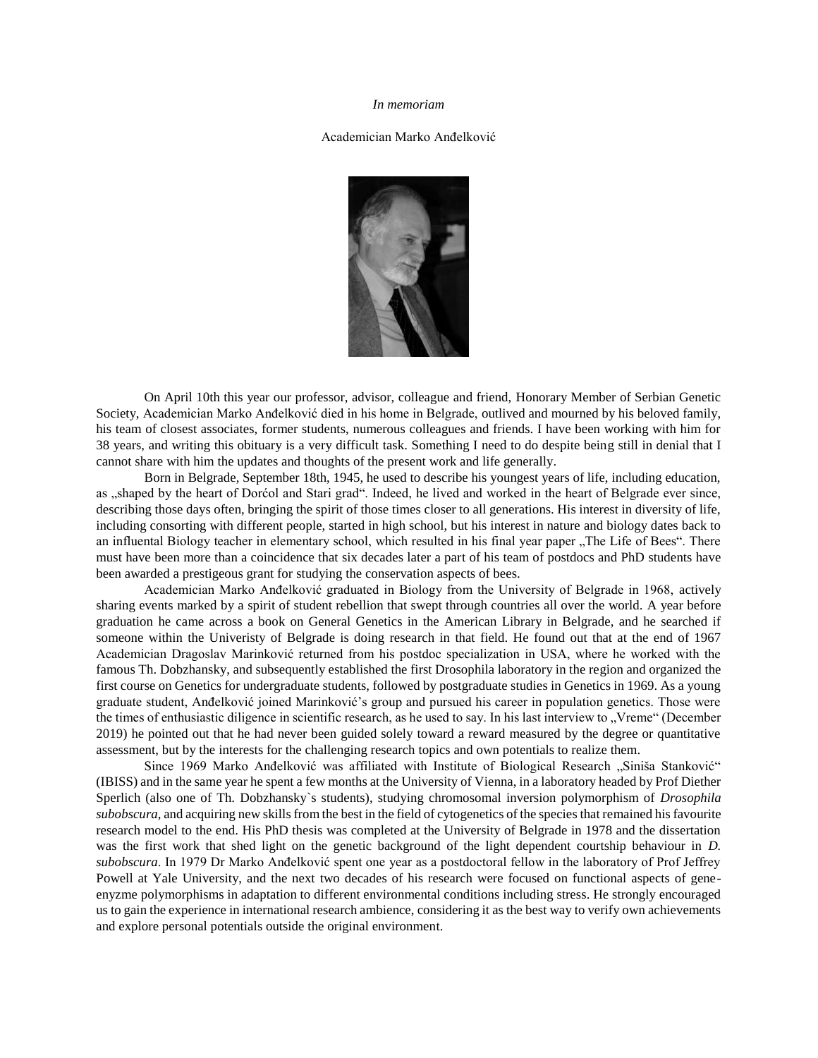*In memoriam*

Academician Marko Anđelković

On April 10th this year our professor, advisor, colleague and friend, Honorary Member of Serbian Genetic Society, Academician Marko Anđelković died in his home in Belgrade, outlived and mourned by his beloved family, his team of closest associates, former students, numerous colleagues and friends. I have been working with him for 38 years, and writing this obituary is a very difficult task. Something I need to do despite being still in denial that I cannot share with him the updates and thoughts of the present work and life generally.

Born in Belgrade, September 18th, 1945, he used to describe his youngest years of life, including education, as „shaped by the heart of Dorćol and Stari grad". Indeed, he lived and worked in the heart of Belgrade ever since, describing those days often, bringing the spirit of those times closer to all generations. His interest in diversity of life, including consorting with different people, started in high school, but his interest in nature and biology dates back to an influential Biology teacher in elementary school, which resulted in his final year paper „The Life of Bees". There must have been more than a coincidence that six decades later a part of his team of postdocs and PhD students have been awarded a prestigeous grant for studying the conservation aspects of bees.

Academician Marko Anđelković graduated in Biology from the University of Belgrade in 1968, actively sharing events marked by a spirit of student rebellion that swept through countries all over the world. A year before graduation he came across a book on General Genetics in the American Library in Belgrade, and he searched if someone within the Univeristy of Belgrade is doing research in that field. He found out that at the end of 1967 Academician Dragoslav Marinković returned from his postdoc specialization in USA, where he worked with the famous Th. Dobzhansky, and subsequently established the first Drosophila laboratory in the region and organized the first course on Genetics for undergraduate students, followed by postgraduate studies in Genetics in 1969. As a young graduate student, Anđelković joined Marinković's group and pursued his career in population genetics. Those were the times of enthusiastic diligence in scientific research, as he used to say. In his last interview to „Vreme" (December 2019) he pointed out that he had never been guided solely toward a reward measured by the degree or quantitative assessment, but by the interests for the challenging research topics and own potentials to realize them.

Since 1969 Marko Anđelković was affiliated with Institute of Biological Research „Siniša Stanković" (IBISS) and in the same year he spent a few months at the University of Vienna, in a laboratory headed by Prof Diether Sperlich (also one of Th. Dobzhansky`s students), studying chromosomal inversion polymorphism of *Drosophila subobscura*, and acquiring new skills from the best in the field of cytogenetics of the species that remained his favourite research model to the end. His PhD thesis was completed at the University of Belgrade in 1978 and the dissertation was the first work that shed light on the genetic background of the light dependent courtship behaviour in *D. subobscura*. In 1979 Dr Marko Anđelković spent one year as a postdoctoral fellow in the laboratory of Prof Jeffrey Powell at Yale University, and the next two decades of his research were focused on functional aspects of gene-enyzme polymorphisms in adaptation to different environmental conditions including stress. He strongly encouraged us to gain the experience in international research ambience, considering it as the best way to verify own achievements and explore personal potentials outside the original environment.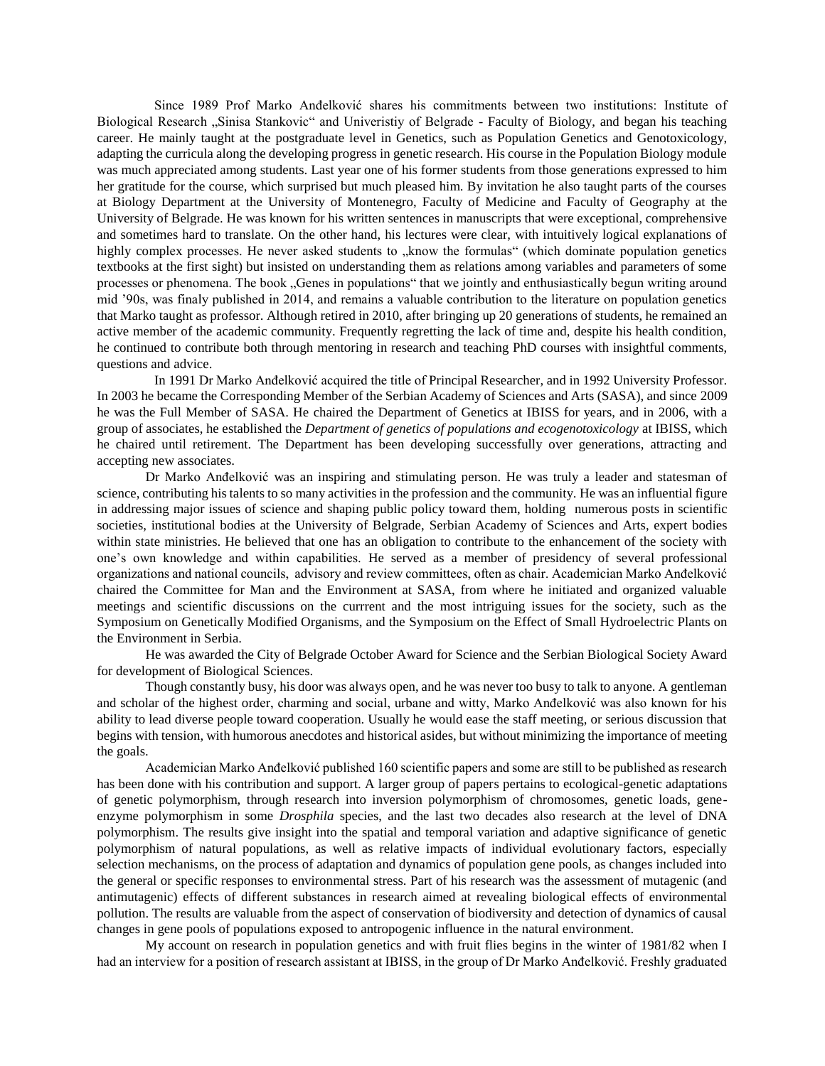Since 1989 Prof Marko Anđelković shares his commitments between two institutions: Institute of Biological Research „Sinisa Stankovic" and Univeristiy of Belgrade - Faculty of Biology, and began his teaching career. He mainly taught at the postgraduate level in Genetics, such as Population Genetics and Genotoxicology, adapting the curricula along the developing progress in genetic research. His course in the Population Biology module was much appreciated among students. Last year one of his former students from those generations expressed to him her gratitude for the course, which surprised but much pleased him. By invitation he also taught parts of the courses at Biology Department at the University of Montenegro, Faculty of Medicine and Faculty of Geography at the University of Belgrade. He was known for his written sentences in manuscripts that were exceptional, comprehensive and sometimes hard to translate. On the other hand, his lectures were clear, with intuitively logical explanations of highly complex processes. He never asked students to „know the formulas" (which dominate population genetics textbooks at the first sight) but insisted on understanding them as relations among variables and parameters of some processes or phenomena. The book „Genes in populations" that we jointly and enthusiastically begun writing around mid '90s, was finaly published in 2014, and remains a valuable contribution to the literature on population genetics that Marko taught as professor. Although retired in 2010, after bringing up 20 generations of students, he remained an active member of the academic community. Frequently regretting the lack of time and, despite his health condition, he continued to contribute both through mentoring in research and teaching PhD courses with insightful comments, questions and advice.

In 1991 Dr Marko Anđelković acquired the title of Principal Researcher, and in 1992 University Professor. In 2003 he became the Corresponding Member of the Serbian Academy of Sciences and Arts (SASA), and since 2009 he was the Full Member of SASA. He chaired the Department of Genetics at IBISS for years, and in 2006, with a group of associates, he established the *Department of genetics of populations and ecogenotoxicology* at IBISS, which he chaired until retirement. The Department has been developing successfully over generations, attracting and accepting new associates.

Dr Marko Anđelković was an inspiring and stimulating person. He was truly a leader and statesman of science, contributing his talents to so many activities in the profession and the community. He was an influential figure in addressing major issues of science and shaping public policy toward them, holding numerous posts in scientific societies, institutional bodies at the University of Belgrade, Serbian Academy of Sciences and Arts, expert bodies within state ministries. He believed that one has an obligation to contribute to the enhancement of the society with one's own knowledge and within capabilities. He served as a member of presidency of several professional organizations and national councils, advisory and review committees, often as chair. Academician Marko Anđelković chaired the Committee for Man and the Environment at SASA, from where he initiated and organized valuable meetings and scientific discussions on the currrent and the most intriguing issues for the society, such as the Symposium on Genetically Modified Organisms, and the Symposium on the Effect of Small Hydroelectric Plants on the Environment in Serbia.

He was awarded the City of Belgrade October Award for Science and the Serbian Biological Society Award for development of Biological Sciences.

Though constantly busy, his door was always open, and he was never too busy to talk to anyone. A gentleman and scholar of the highest order, charming and social, urbane and witty, Marko Anđelković was also known for his ability to lead diverse people toward cooperation. Usually he would ease the staff meeting, or serious discussion that begins with tension, with humorous anecdotes and historical asides, but without minimizing the importance of meeting the goals.

Academician Marko Anđelković published 160 scientific papers and some are still to be published as research has been done with his contribution and support. A larger group of papers pertains to ecological-genetic adaptations of genetic polymorphism, through research into inversion polymorphism of chromosomes, genetic loads, gene-enzyme polymorphism in some *Drosphila* species, and the last two decades also research at the level of DNA polymorphism. The results give insight into the spatial and temporal variation and adaptive significance of genetic polymorphism of natural populations, as well as relative impacts of individual evolutionary factors, especially selection mechanisms, on the process of adaptation and dynamics of population gene pools, as changes included into the general or specific responses to environmental stress. Part of his research was the assessment of mutagenic (and antimutagenic) effects of different substances in research aimed at revealing biological effects of environmental pollution. The results are valuable from the aspect of conservation of biodiversity and detection of dynamics of causal changes in gene pools of populations exposed to antropogenic influence in the natural environment.

My account on research in population genetics and with fruit flies begins in the winter of 1981/82 when I had an interview for a position of research assistant at IBISS, in the group of Dr Marko Anđelković. Freshly graduated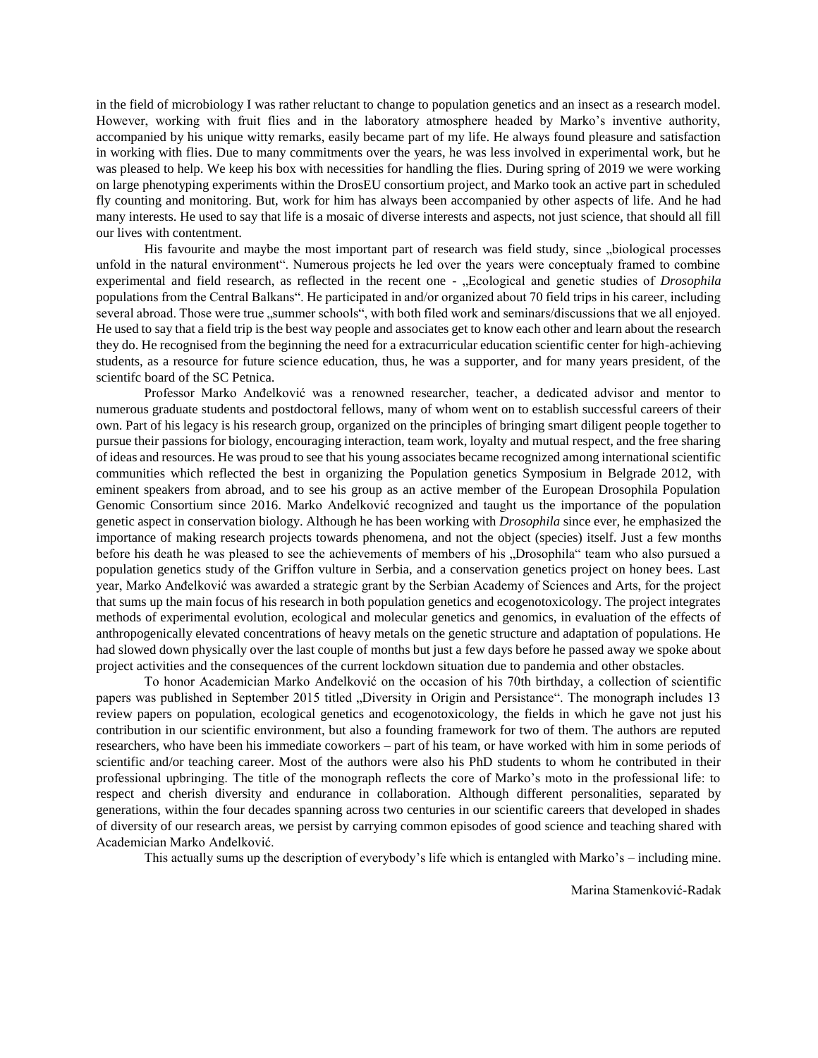in the field of microbiology I was rather reluctant to change to population genetics and an insect as a research model. However, working with fruit flies and in the laboratory atmosphere headed by Marko's inventive authority, accompanied by his unique witty remarks, easily became part of my life. He always found pleasure and satisfaction in working with flies. Due to many commitments over the years, he was less involved in experimental work, but he was pleased to help. We keep his box with necessities for handling the flies. During spring of 2019 we were working on large phenotyping experiments within the DrosEU consortium project, and Marko took an active part in scheduled fly counting and monitoring. But, work for him has always been accompanied by other aspects of life. And he had many interests. He used to say that life is a mosaic of diverse interests and aspects, not just science, that should all fill our lives with contentment.

His favourite and maybe the most important part of research was field study, since „biological processes unfold in the natural environment". Numerous projects he led over the years were conceptualy framed to combine experimental and field research, as reflected in the recent one - „Ecological and genetic studies of *Drosophila* populations from the Central Balkans". He participated in and/or organized about 70 field trips in his career, including several abroad. Those were true „summer schools", with both filed work and seminars/discussions that we all enjoyed. He used to say that a field trip is the best way people and associates get to know each other and learn about the research they do. He recognised from the beginning the need for a extracurricular education scientific center for high-achieving students, as a resource for future science education, thus, he was a supporter, and for many years president, of the scientifc board of the SC Petnica.

Professor Marko Anđelković was a renowned researcher, teacher, a dedicated advisor and mentor to numerous graduate students and postdoctoral fellows, many of whom went on to establish successful careers of their own. Part of his legacy is his research group, organized on the principles of bringing smart diligent people together to pursue their passions for biology, encouraging interaction, team work, loyalty and mutual respect, and the free sharing of ideas and resources. He was proud to see that his young associates became recognized among international scientific communities which reflected the best in organizing the Population genetics Symposium in Belgrade 2012, with eminent speakers from abroad, and to see his group as an active member of the European Drosophila Population Genomic Consortium since 2016. Marko Anđelković recognized and taught us the importance of the population genetic aspect in conservation biology. Although he has been working with *Drosophila* since ever, he emphasized the importance of making research projects towards phenomena, and not the object (species) itself. Just a few months before his death he was pleased to see the achievements of members of his „Drosophila" team who also pursued a population genetics study of the Griffon vulture in Serbia, and a conservation genetics project on honey bees. Last year, Marko Anđelković was awarded a strategic grant by the Serbian Academy of Sciences and Arts, for the project that sums up the main focus of his research in both population genetics and ecogenotoxicology. The project integrates methods of experimental evolution, ecological and molecular genetics and genomics, in evaluation of the effects of anthropogenically elevated concentrations of heavy metals on the genetic structure and adaptation of populations. He had slowed down physically over the last couple of months but just a few days before he passed away we spoke about project activities and the consequences of the current lockdown situation due to pandemia and other obstacles.

To honor Academician Marko Anđelković on the occasion of his 70th birthday, a collection of scientific papers was published in September 2015 titled „Diversity in Origin and Persistance". The monograph includes 13 review papers on population, ecological genetics and ecogenotoxicology, the fields in which he gave not just his contribution in our scientific environment, but also a founding framework for two of them. The authors are reputed researchers, who have been his immediate coworkers – part of his team, or have worked with him in some periods of scientific and/or teaching career. Most of the authors were also his PhD students to whom he contributed in their professional upbringing. The title of the monograph reflects the core of Marko's moto in the professional life: to respect and cherish diversity and endurance in collaboration. Although different personalities, separated by generations, within the four decades spanning across two centuries in our scientific careers that developed in shades of diversity of our research areas, we persist by carrying common episodes of good science and teaching shared with Academician Marko Anđelković.

This actually sums up the description of everybody's life which is entangled with Marko's – including mine.

Marina Stamenković-Radak